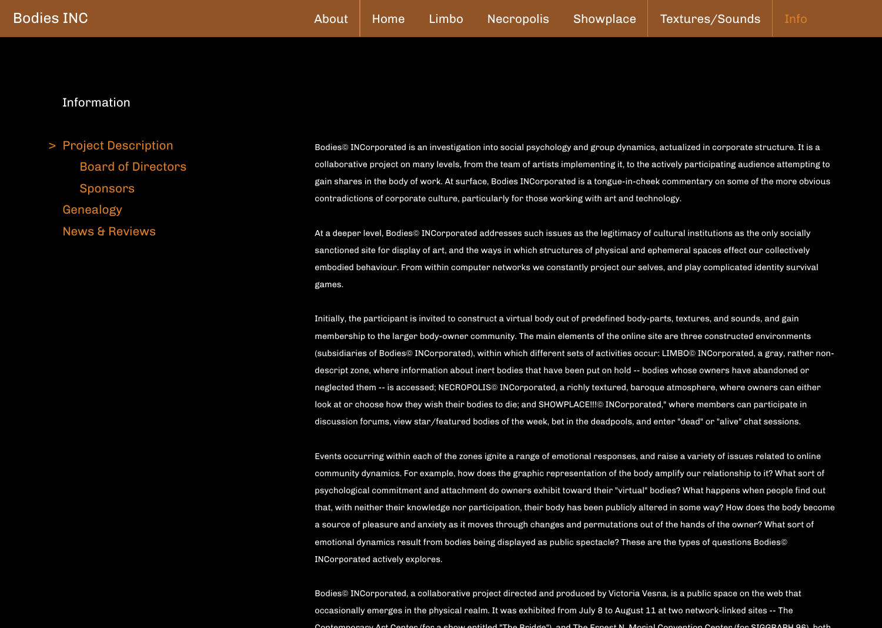Bodies INC

About | Home | Limbo | Necropolis | Showplace | Textures/Sounds | Info

## Information

- > Project Description
  - Board of Directors
  - Sponsors
- Genealogy
- News & Reviews

Bodies© INCorporated is an investigation into social psychology and group dynamics, actualized in corporate structure. It is a collaborative project on many levels, from the team of artists implementing it, to the actively participating audience attempting to gain shares in the body of work. At surface, Bodies INCorporated is a tongue-in-cheek commentary on some of the more obvious contradictions of corporate culture, particularly for those working with art and technology.

At a deeper level, Bodies© INCorporated addresses such issues as the legitimacy of cultural institutions as the only socially sanctioned site for display of art, and the ways in which structures of physical and ephemeral spaces effect our collectively embodied behaviour. From within computer networks we constantly project our selves, and play complicated identity survival games.

Initially, the participant is invited to construct a virtual body out of predefined body-parts, textures, and sounds, and gain membership to the larger body-owner community. The main elements of the online site are three constructed environments (subsidiaries of Bodies© INCorporated), within which different sets of activities occur: LIMBO© INCorporated, a gray, rather non-descript zone, where information about inert bodies that have been put on hold -- bodies whose owners have abandoned or neglected them -- is accessed; NECROPOLIS© INCorporated, a richly textured, baroque atmosphere, where owners can either look at or choose how they wish their bodies to die; and SHOWPLACE!!!© INCorporated," where members can participate in discussion forums, view star/featured bodies of the week, bet in the deadpools, and enter "dead" or "alive" chat sessions.

Events occurring within each of the zones ignite a range of emotional responses, and raise a variety of issues related to online community dynamics. For example, how does the graphic representation of the body amplify our relationship to it? What sort of psychological commitment and attachment do owners exhibit toward their "virtual" bodies? What happens when people find out that, with neither their knowledge nor participation, their body has been publicly altered in some way? How does the body become a source of pleasure and anxiety as it moves through changes and permutations out of the hands of the owner? What sort of emotional dynamics result from bodies being displayed as public spectacle? These are the types of questions Bodies© INCorporated actively explores.

Bodies© INCorporated, a collaborative project directed and produced by Victoria Vesna, is a public space on the web that occasionally emerges in the physical realm. It was exhibited from July 8 to August 11 at two network-linked sites -- The Contemporary Art Center (for a show entitled "The Bridge"), and The Ernest N. Morial Convention Center (for SIGGRAPH 96), both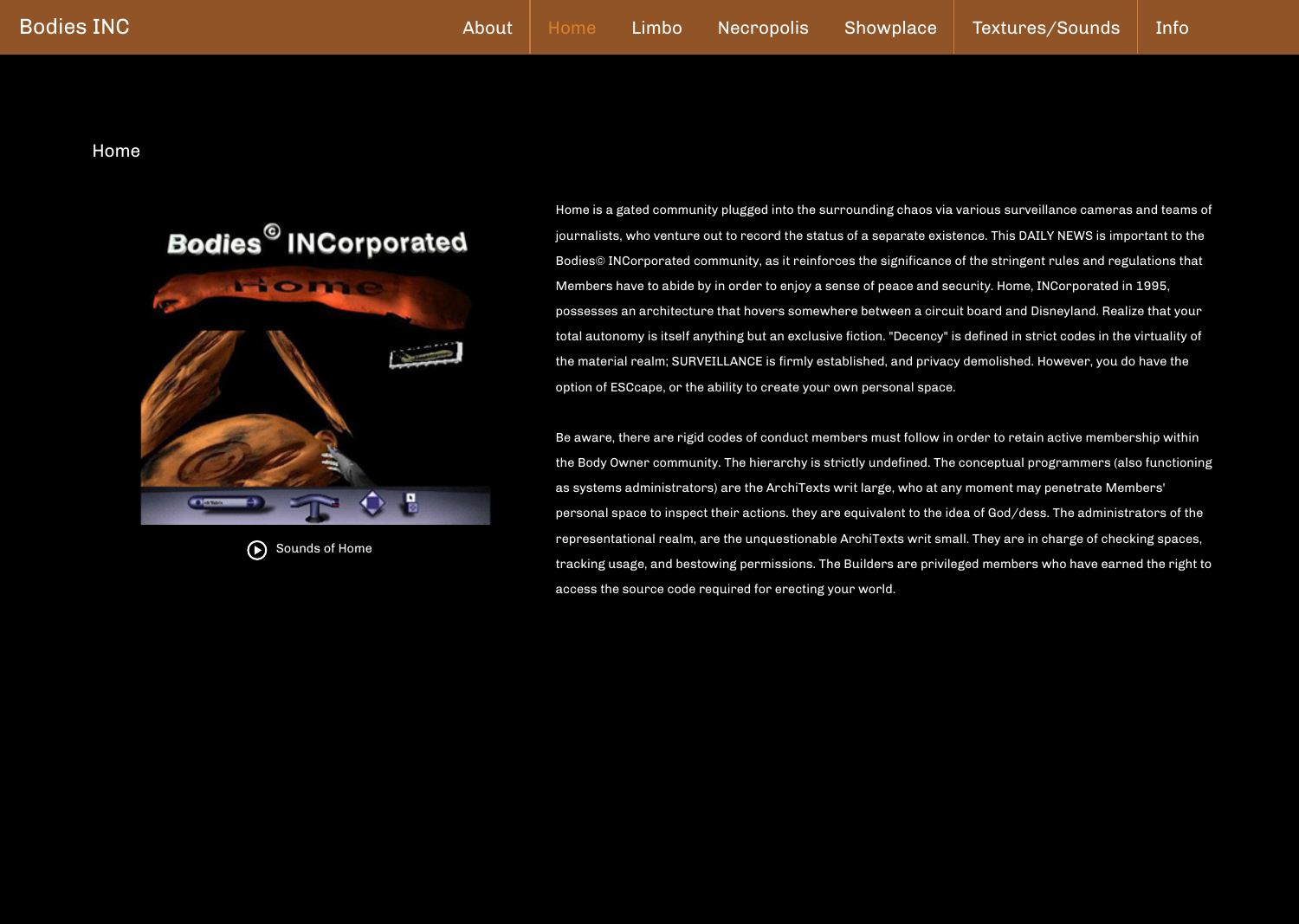Bodies INC

About | Home | Limbo | Necropolis | Showplace | Textures/Sounds | Info

# Home

Sounds of Home

Home is a gated community plugged into the surrounding chaos via various surveillance cameras and teams of journalists, who venture out to record the status of a separate existence. This DAILY NEWS is important to the Bodies© INCorporated community, as it reinforces the significance of the stringent rules and regulations that Members have to abide by in order to enjoy a sense of peace and security. Home, INCorporated in 1995, possesses an architecture that hovers somewhere between a circuit board and Disneyland. Realize that your total autonomy is itself anything but an exclusive fiction. "Decency" is defined in strict codes in the virtuality of the material realm; SURVEILLANCE is firmly established, and privacy demolished. However, you do have the option of ESCcape, or the ability to create your own personal space.

Be aware, there are rigid codes of conduct members must follow in order to retain active membership within the Body Owner community. The hierarchy is strictly undefined. The conceptual programmers (also functioning as systems administrators) are the ArchiTexts writ large, who at any moment may penetrate Members' personal space to inspect their actions. they are equivalent to the idea of God/dess. The administrators of the representational realm, are the unquestionable ArchiTexts writ small. They are in charge of checking spaces, tracking usage, and bestowing permissions. The Builders are privileged members who have earned the right to access the source code required for erecting your world.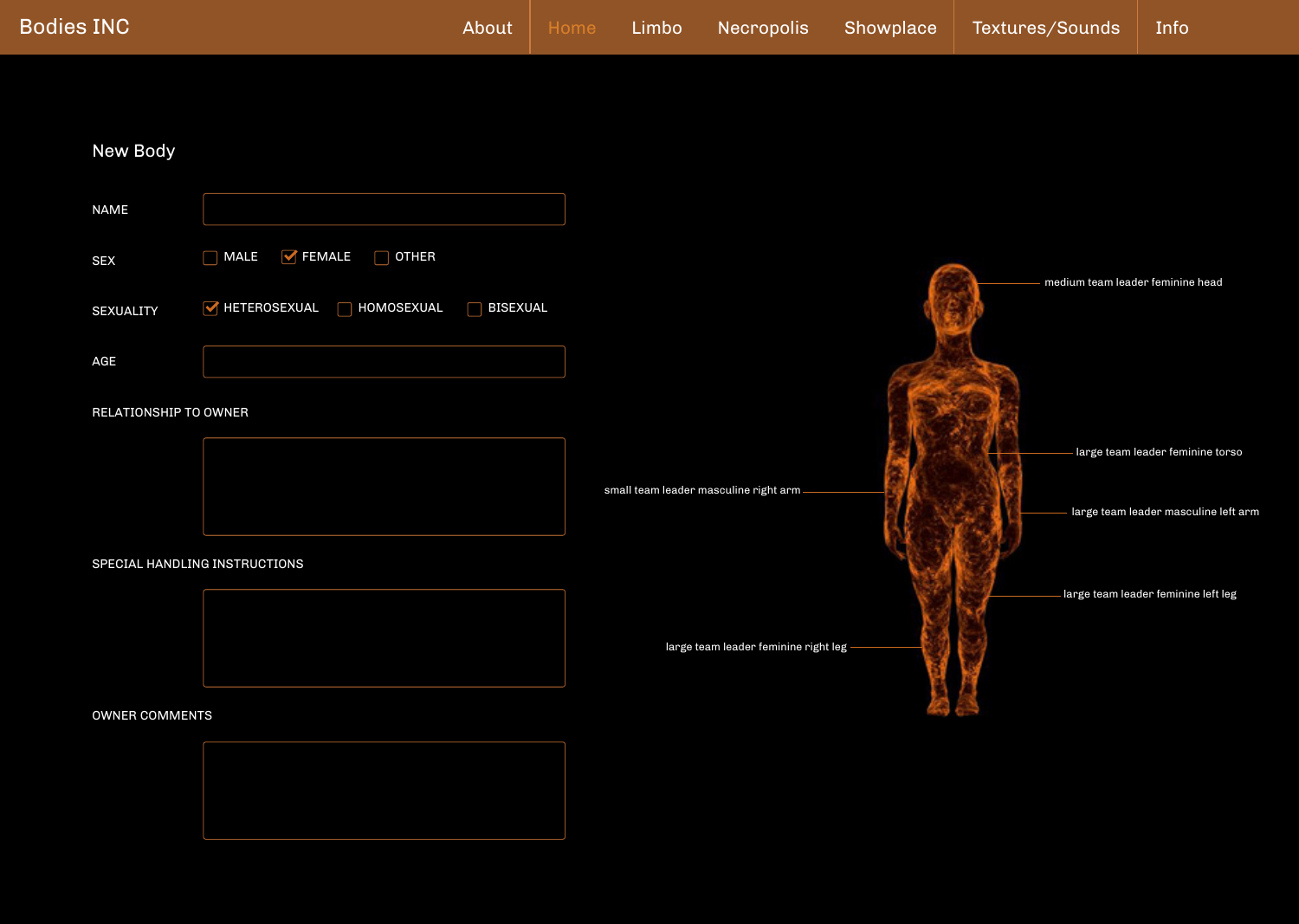Bodies INC

About | Home | Limbo | Necropolis | Showplace | Textures/Sounds | Info

## New Body

NAME

SEX

- [ ] MALE
- [x] FEMALE
- [ ] OTHER

SEXUALITY

- [x] HETEROSEXUAL
- [ ] HOMOSEXUAL
- [ ] BISEXUAL

AGE

RELATIONSHIP TO OWNER

SPECIAL HANDLING INSTRUCTIONS

OWNER COMMENTS

medium team leader feminine head

large team leader feminine torso

small team leader masculine right arm

large team leader masculine left arm

large team leader feminine left leg

large team leader feminine right leg